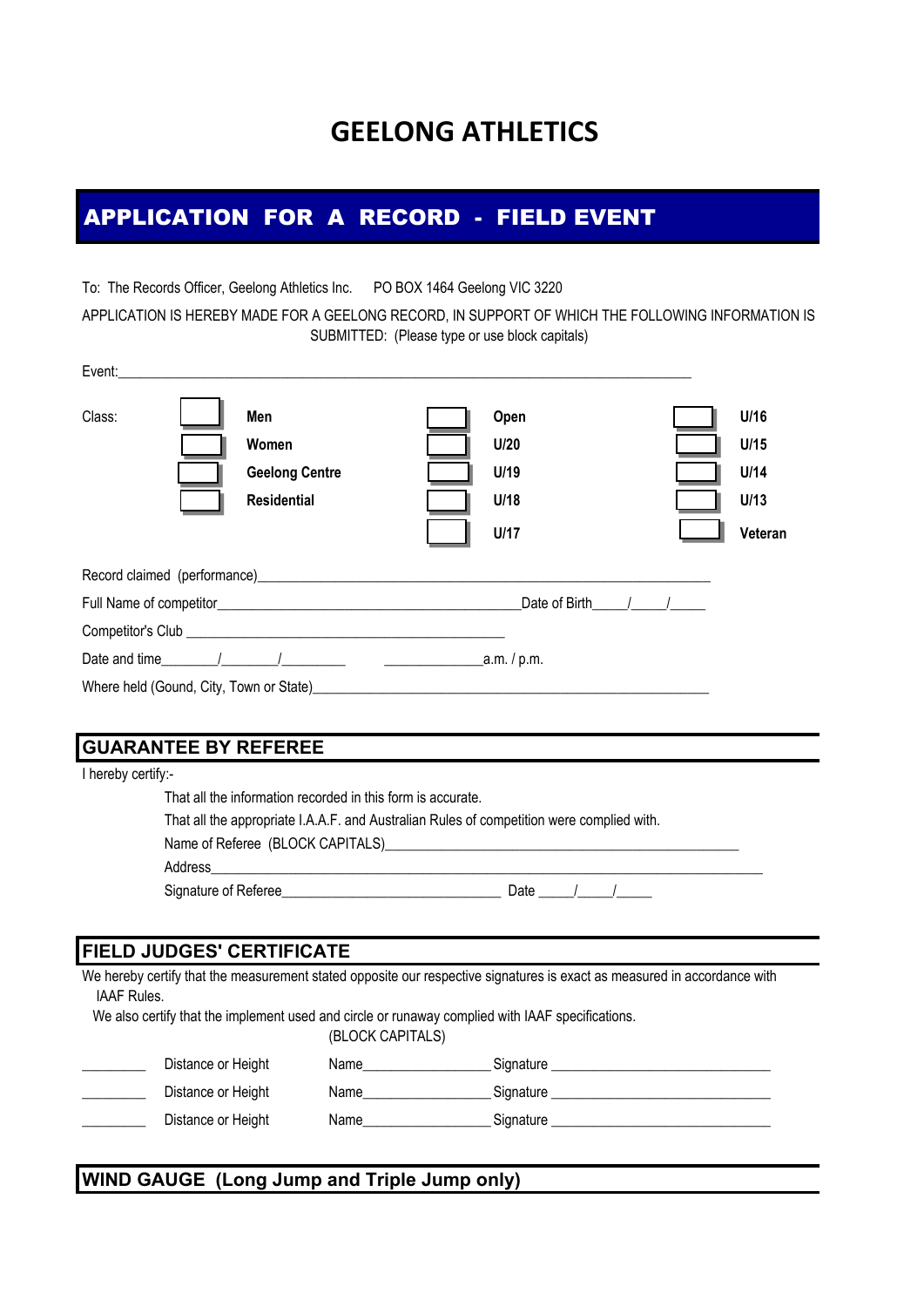# GEELONG ATHLETICS

## APPLICATION FOR A RECORD - FIELD EVENT

To: The Records Officer, Geelong Athletics Inc. PO BOX 1464 Geelong VIC 3220

APPLICATION IS HEREBY MADE FOR A GEELONG RECORD, IN SUPPORT OF WHICH THE FOLLOWING INFORMATION IS SUBMITTED: (Please type or use block capitals)

Event:_______________________________________________________________________________

| Class: | | | | | | |
|---|---|---|---|---|---|---|
| | ☐ | **Men** | ☐ | **Open** | ☐ | **U/16** |
| | ☐ | **Women** | ☐ | **U/20** | ☐ | **U/15** |
| | ☐ | **Geelong Centre** | ☐ | **U/19** | ☐ | **U/14** |
| | ☐ | **Residential** | ☐ | **U/18** | ☐ | **U/13** |
| | | | ☐ | **U/17** | ☐ | **Veteran** |

Record claimed (performance)_______________________________________________________________

Full Name of competitor__________________________________________Date of Birth_____/_____/_____

Competitor's Club _______________________________________________

Date and time________/________/_________ ______________a.m. / p.m.

Where held (Gound, City, Town or State)_______________________________________________________

## GUARANTEE BY REFEREE

I hereby certify:-

That all the information recorded in this form is accurate.

That all the appropriate I.A.A.F. and Australian Rules of competition were complied with.

Name of Referee (BLOCK CAPITALS)_______________________________________________

Address___________________________________________________________________________

Signature of Referee______________________________ Date _____/_____/_____

## FIELD JUDGES' CERTIFICATE

We hereby certify that the measurement stated opposite our respective signatures is exact as measured in accordance with IAAF Rules.

We also certify that the implement used and circle or runaway complied with IAAF specifications.

(BLOCK CAPITALS)

_________ Distance or Height Name_________________ Signature ______________________________

_________ Distance or Height Name_________________ Signature ______________________________

_________ Distance or Height Name_________________ Signature ______________________________

## WIND GAUGE (Long Jump and Triple Jump only)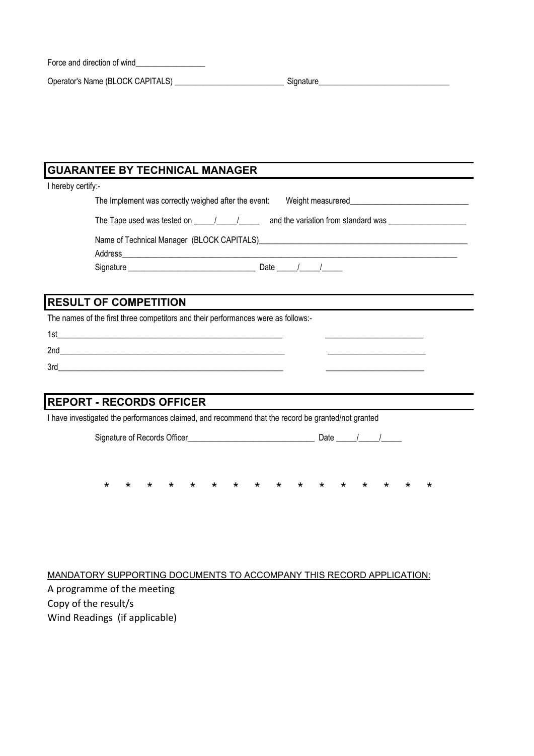Force and direction of wind_________________

Operator's Name (BLOCK CAPITALS) ___________________________ Signature________________________________

## GUARANTEE BY TECHNICAL MANAGER

I hereby certify:-

The Implement was correctly weighed after the event: Weight measurered____________________________

The Tape used was tested on _____/_____/_____ and the variation from standard was __________________

Name of Technical Manager (BLOCK CAPITALS)_________________________________________________

Address_____________________________________________________________________________

Signature ______________________________ Date _____/_____/_____

## RESULT OF COMPETITION

The names of the first three competitors and their performances were as follows:-

1st_________________________________________________________ ________________________

2nd_________________________________________________________ ________________________

3rd_________________________________________________________ ________________________

## REPORT - RECORDS OFFICER

I have investigated the performances claimed, and recommend that the record be granted/not granted

Signature of Records Officer______________________________ Date _____/_____/_____

* * * * * * * * * * * * * * * *

MANDATORY SUPPORTING DOCUMENTS TO ACCOMPANY THIS RECORD APPLICATION:

A programme of the meeting
Copy of the result/s
Wind Readings (if applicable)